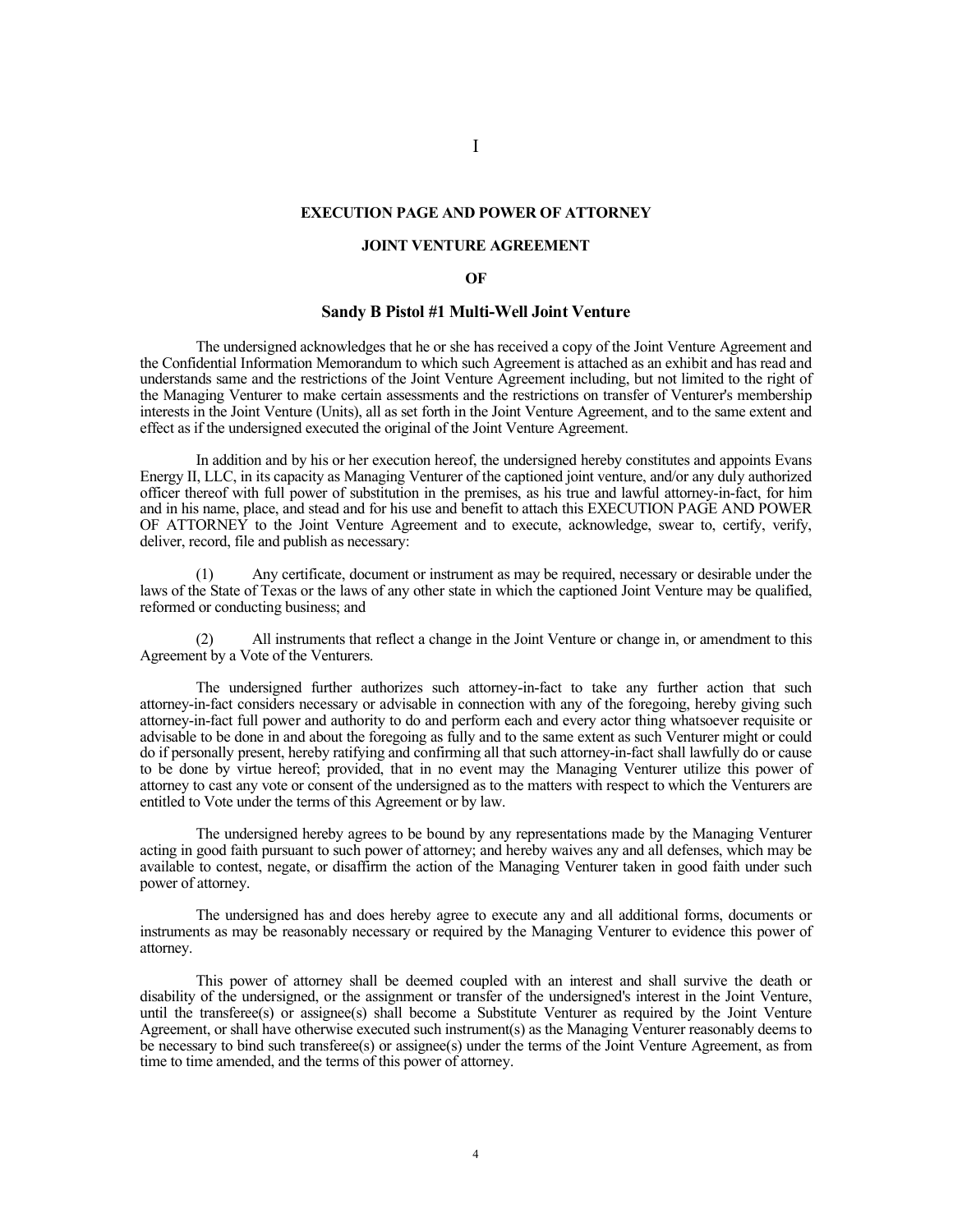I

## EXECUTION PAGE AND POWER OF ATTORNEY

## JOINT VENTURE AGREEMENT

## OF

## Sandy B Pistol #1 Multi-Well Joint Venture

The undersigned acknowledges that he or she has received a copy of the Joint Venture Agreement and the Confidential Information Memorandum to which such Agreement is attached as an exhibit and has read and understands same and the restrictions of the Joint Venture Agreement including, but not limited to the right of the Managing Venturer to make certain assessments and the restrictions on transfer of Venturer's membership interests in the Joint Venture (Units), all as set forth in the Joint Venture Agreement, and to the same extent and effect as if the undersigned executed the original of the Joint Venture Agreement.

In addition and by his or her execution hereof, the undersigned hereby constitutes and appoints Evans Energy II, LLC, in its capacity as Managing Venturer of the captioned joint venture, and/or any duly authorized officer thereof with full power of substitution in the premises, as his true and lawful attorney-in-fact, for him and in his name, place, and stead and for his use and benefit to attach this EXECUTION PAGE AND POWER OF ATTORNEY to the Joint Venture Agreement and to execute, acknowledge, swear to, certify, verify, deliver, record, file and publish as necessary:

(1) Any certificate, document or instrument as may be required, necessary or desirable under the laws of the State of Texas or the laws of any other state in which the captioned Joint Venture may be qualified, reformed or conducting business; and

(2) All instruments that reflect a change in the Joint Venture or change in, or amendment to this Agreement by a Vote of the Venturers.

The undersigned further authorizes such attorney-in-fact to take any further action that such attorney-in-fact considers necessary or advisable in connection with any of the foregoing, hereby giving such attorney-in-fact full power and authority to do and perform each and every actor thing whatsoever requisite or advisable to be done in and about the foregoing as fully and to the same extent as such Venturer might or could do if personally present, hereby ratifying and confirming all that such attorney-in-fact shall lawfully do or cause to be done by virtue hereof; provided, that in no event may the Managing Venturer utilize this power of attorney to cast any vote or consent of the undersigned as to the matters with respect to which the Venturers are entitled to Vote under the terms of this Agreement or by law.

The undersigned hereby agrees to be bound by any representations made by the Managing Venturer acting in good faith pursuant to such power of attorney; and hereby waives any and all defenses, which may be available to contest, negate, or disaffirm the action of the Managing Venturer taken in good faith under such power of attorney.

The undersigned has and does hereby agree to execute any and all additional forms, documents or instruments as may be reasonably necessary or required by the Managing Venturer to evidence this power of attorney.

This power of attorney shall be deemed coupled with an interest and shall survive the death or disability of the undersigned, or the assignment or transfer of the undersigned's interest in the Joint Venture, until the transferee(s) or assignee(s) shall become a Substitute Venturer as required by the Joint Venture Agreement, or shall have otherwise executed such instrument(s) as the Managing Venturer reasonably deems to be necessary to bind such transferee(s) or assignee(s) under the terms of the Joint Venture Agreement, as from time to time amended, and the terms of this power of attorney.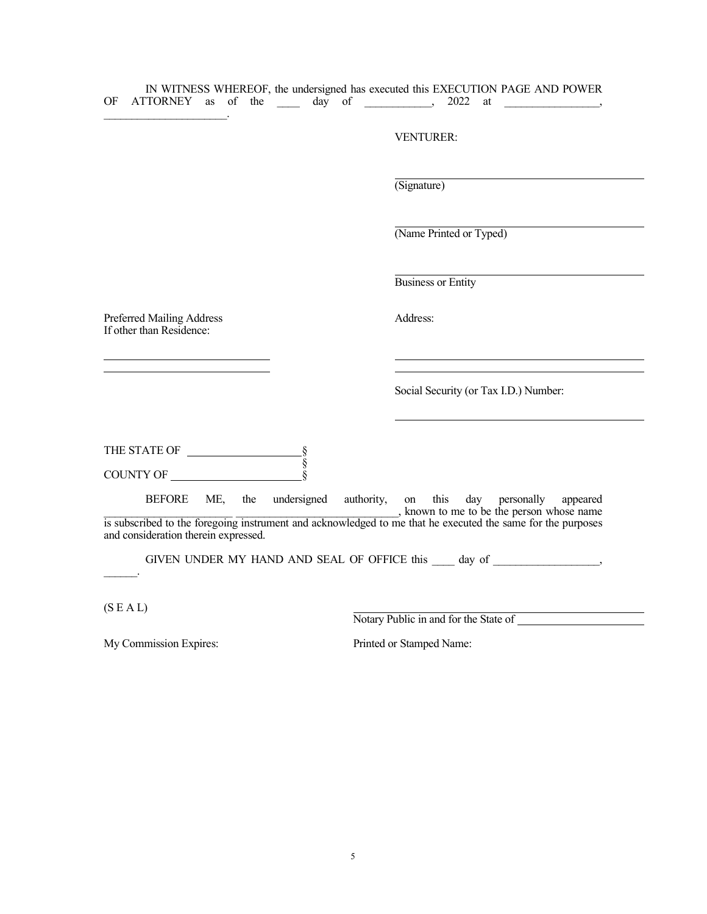IN WITNESS WHEREOF, the undersigned has executed this EXECUTION PAGE AND POWER OF ATTORNEY as of the ____ day of ___________, 2022 at ________________, ______________________.

VENTURER:

______________________________________
(Signature)

______________________________________
(Name Printed or Typed)

______________________________________
Business or Entity

Preferred Mailing Address
If other than Residence:

______________________________
______________________________

Address:

______________________________________
______________________________________

Social Security (or Tax I.D.) Number:

______________________________________

THE STATE OF ____________________ §
§
COUNTY OF ______________________ §

BEFORE ME, the undersigned authority, on this day personally appeared ______________________ ____________________________, known to me to be the person whose name is subscribed to the foregoing instrument and acknowledged to me that he executed the same for the purposes and consideration therein expressed.

GIVEN UNDER MY HAND AND SEAL OF OFFICE this ____ day of __________________, ______.

(S E A L)

______________________________________
Notary Public in and for the State of ______________________

My Commission Expires:

Printed or Stamped Name: